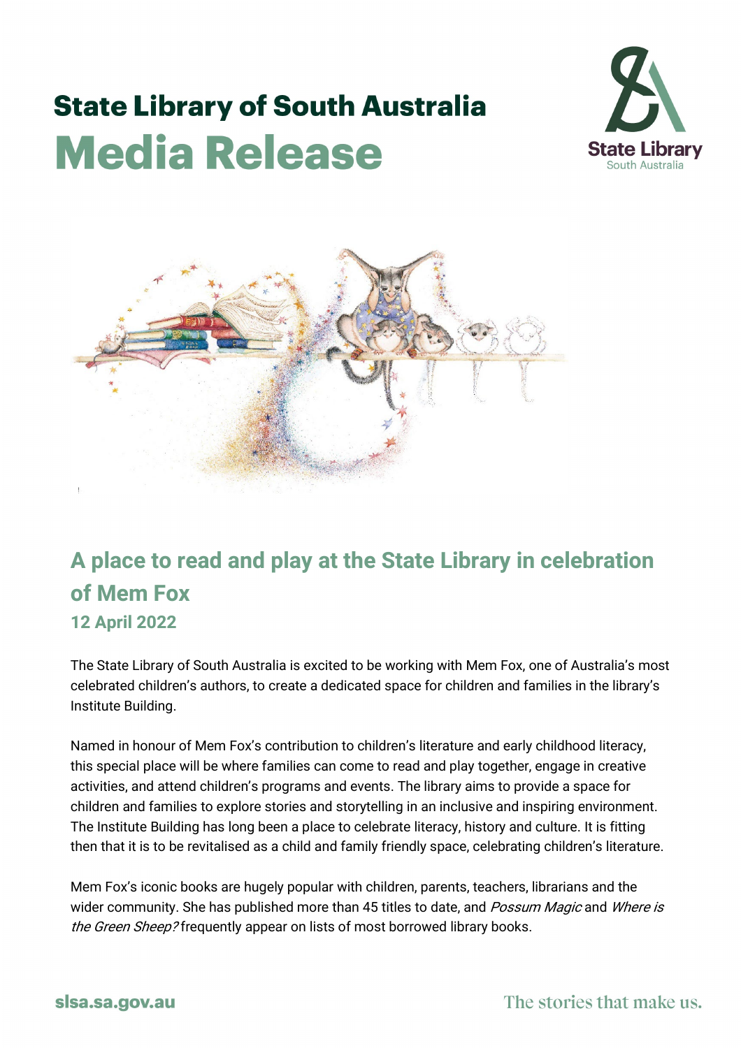# State Library of South Australia
# Media Release

## A place to read and play at the State Library in celebration of Mem Fox

### 12 April 2022

The State Library of South Australia is excited to be working with Mem Fox, one of Australia's most celebrated children's authors, to create a dedicated space for children and families in the library's Institute Building.

Named in honour of Mem Fox's contribution to children's literature and early childhood literacy, this special place will be where families can come to read and play together, engage in creative activities, and attend children's programs and events. The library aims to provide a space for children and families to explore stories and storytelling in an inclusive and inspiring environment. The Institute Building has long been a place to celebrate literacy, history and culture. It is fitting then that it is to be revitalised as a child and family friendly space, celebrating children's literature.

Mem Fox's iconic books are hugely popular with children, parents, teachers, librarians and the wider community. She has published more than 45 titles to date, and *Possum Magic* and *Where is the Green Sheep?* frequently appear on lists of most borrowed library books.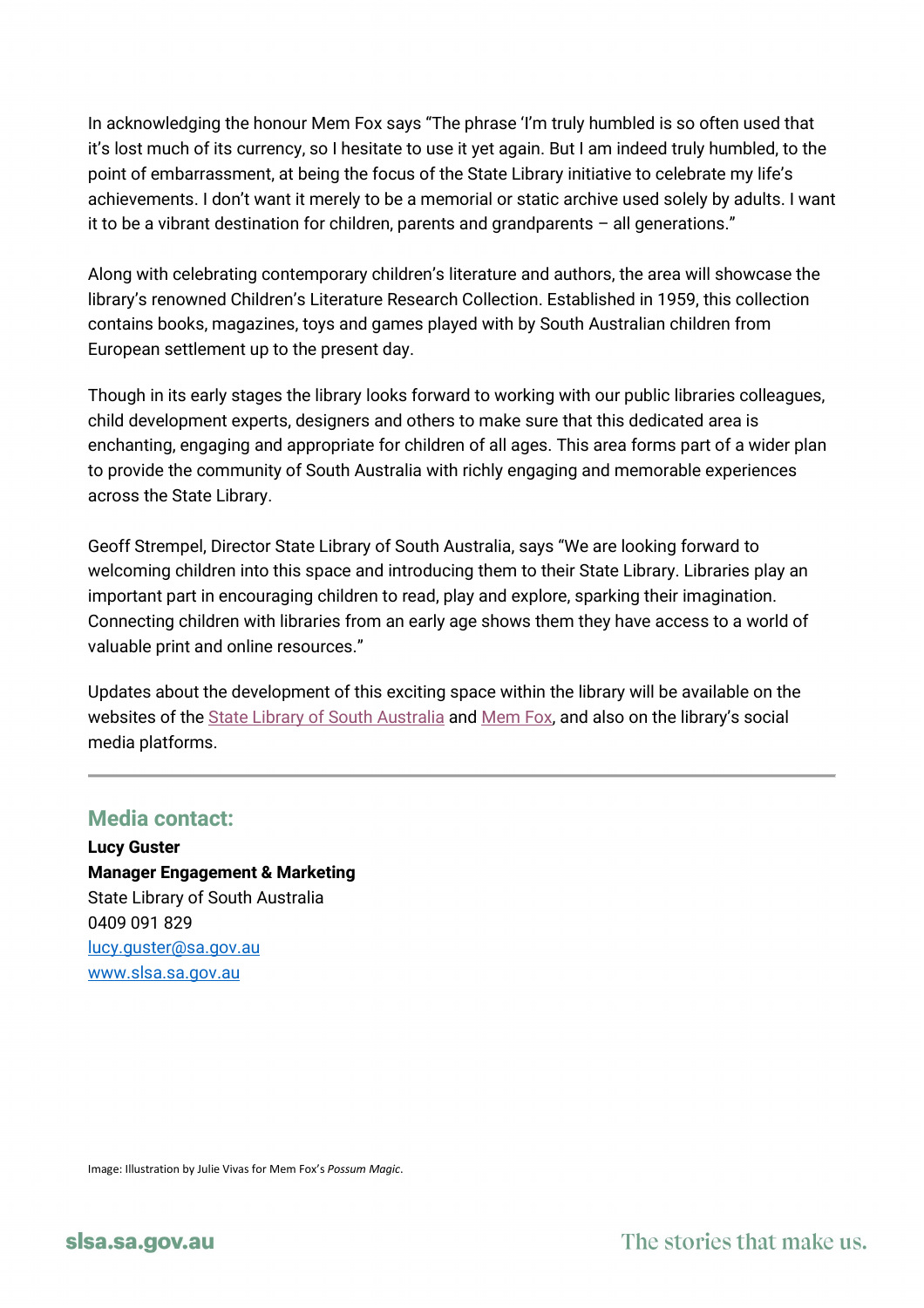In acknowledging the honour Mem Fox says "The phrase 'I'm truly humbled is so often used that it's lost much of its currency, so I hesitate to use it yet again. But I am indeed truly humbled, to the point of embarrassment, at being the focus of the State Library initiative to celebrate my life's achievements. I don't want it merely to be a memorial or static archive used solely by adults. I want it to be a vibrant destination for children, parents and grandparents – all generations."

Along with celebrating contemporary children's literature and authors, the area will showcase the library's renowned Children's Literature Research Collection. Established in 1959, this collection contains books, magazines, toys and games played with by South Australian children from European settlement up to the present day.

Though in its early stages the library looks forward to working with our public libraries colleagues, child development experts, designers and others to make sure that this dedicated area is enchanting, engaging and appropriate for children of all ages. This area forms part of a wider plan to provide the community of South Australia with richly engaging and memorable experiences across the State Library.

Geoff Strempel, Director State Library of South Australia, says "We are looking forward to welcoming children into this space and introducing them to their State Library. Libraries play an important part in encouraging children to read, play and explore, sparking their imagination. Connecting children with libraries from an early age shows them they have access to a world of valuable print and online resources."

Updates about the development of this exciting space within the library will be available on the websites of the State Library of South Australia and Mem Fox, and also on the library's social media platforms.

---

## Media contact:

**Lucy Guster**
**Manager Engagement & Marketing**
State Library of South Australia
0409 091 829
lucy.guster@sa.gov.au
www.slsa.sa.gov.au

Image: Illustration by Julie Vivas for Mem Fox's *Possum Magic*.